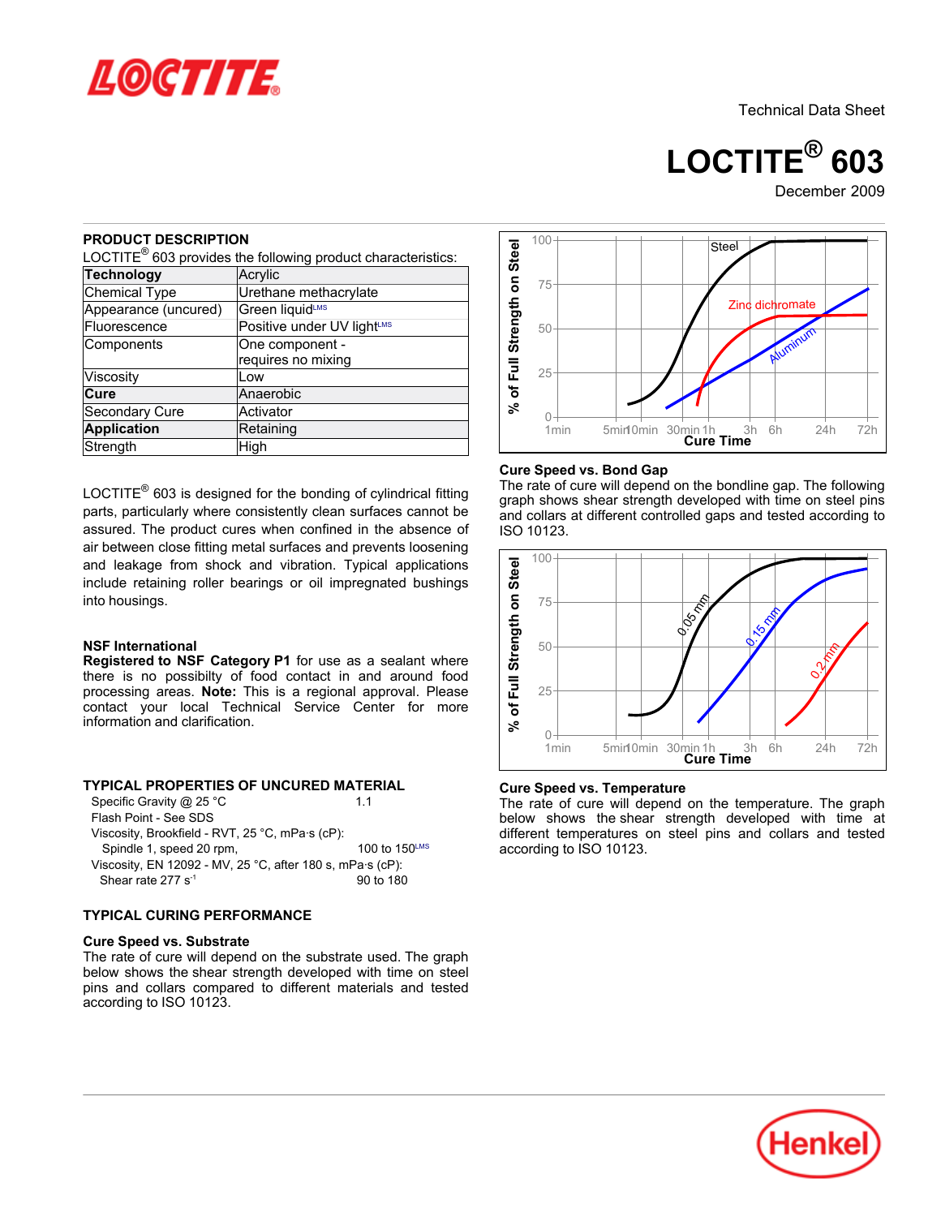Technical Data Sheet

# LOCTITE® 603

December 2009

## PRODUCT DESCRIPTION

LOCTITE® 603 provides the following product characteristics:

| **Technology** | Acrylic |
|---|---|
| Chemical Type | Urethane methacrylate |
| Appearance (uncured) | Green liquid[LMS] |
| Fluorescence | Positive under UV light[LMS] |
| Components | One component - requires no mixing |
| Viscosity | Low |
| **Cure** | Anaerobic |
| Secondary Cure | Activator |
| **Application** | Retaining |
| Strength | High |

LOCTITE® 603 is designed for the bonding of cylindrical fitting parts, particularly where consistently clean surfaces cannot be assured. The product cures when confined in the absence of air between close fitting metal surfaces and prevents loosening and leakage from shock and vibration. Typical applications include retaining roller bearings or oil impregnated bushings into housings.

### NSF International

**Registered to NSF Category P1** for use as a sealant where there is no possibilty of food contact in and around food processing areas. **Note:** This is a regional approval. Please contact your local Technical Service Center for more information and clarification.

## TYPICAL PROPERTIES OF UNCURED MATERIAL

| | |
|---|---|
| Specific Gravity @ 25 °C | 1.1 |
| Flash Point - See SDS | |
| Viscosity, Brookfield - RVT, 25 °C, mPa·s (cP): | |
| Spindle 1, speed 20 rpm, | 100 to 150[LMS] |
| Viscosity, EN 12092 - MV, 25 °C, after 180 s, mPa·s (cP): | |
| Shear rate 277 $s^{-1}$ | 90 to 180 |

## TYPICAL CURING PERFORMANCE

### Cure Speed vs. Substrate

The rate of cure will depend on the substrate used. The graph below shows the shear strength developed with time on steel pins and collars compared to different materials and tested according to ISO 10123.

### Cure Speed vs. Bond Gap

The rate of cure will depend on the bondline gap. The following graph shows shear strength developed with time on steel pins and collars at different controlled gaps and tested according to ISO 10123.

### Cure Speed vs. Temperature

The rate of cure will depend on the temperature. The graph below shows the shear strength developed with time at different temperatures on steel pins and collars and tested according to ISO 10123.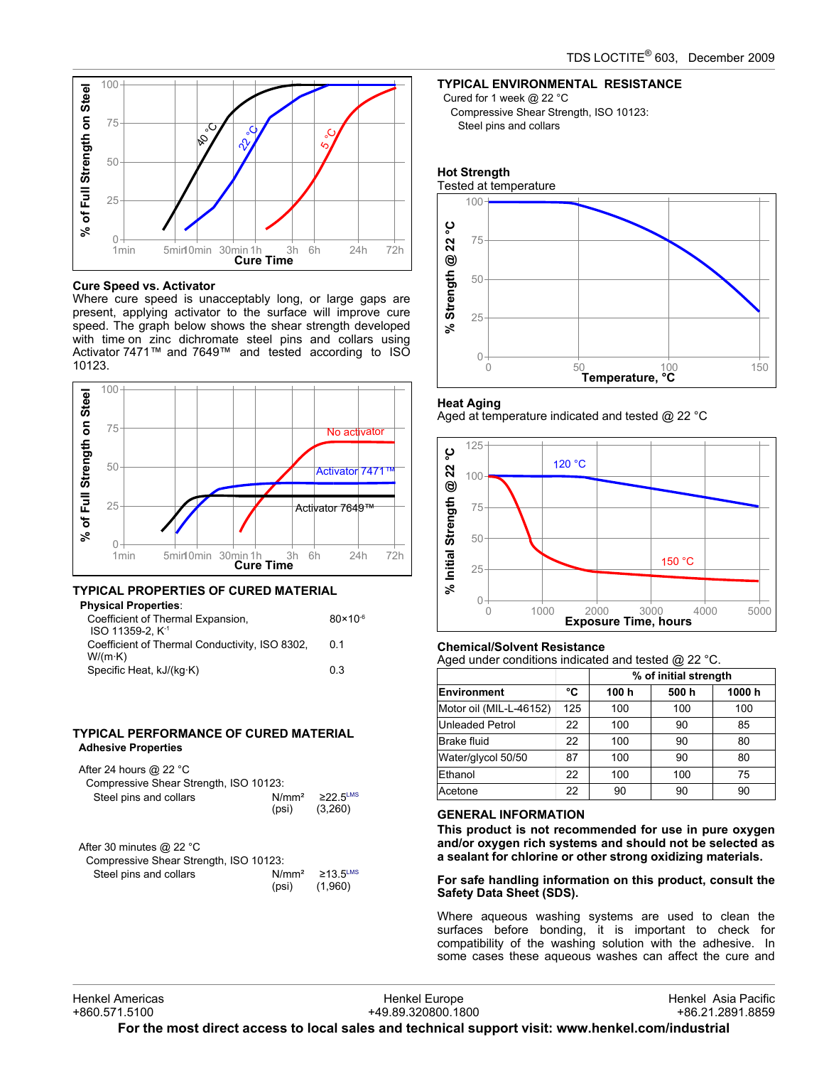### Cure Speed vs. Activator

Where cure speed is unacceptably long, or large gaps are present, applying activator to the surface will improve cure speed. The graph below shows the shear strength developed with time on zinc dichromate steel pins and collars using Activator 7471™ and 7649™ and tested according to ISO 10123.

## TYPICAL PROPERTIES OF CURED MATERIAL

**Physical Properties**:

| | |
|---|---|
| Coefficient of Thermal Expansion, ISO 11359-2, $K^{-1}$ | $80 \times 10^{-6}$ |
| Coefficient of Thermal Conductivity, ISO 8302, W/(m·K) | 0.1 |
| Specific Heat, kJ/(kg·K) | 0.3 |

## TYPICAL PERFORMANCE OF CURED MATERIAL

**Adhesive Properties**

After 24 hours @ 22 °C

Compressive Shear Strength, ISO 10123:

| | | |
|---|---|---|
| Steel pins and collars | N/mm² | ≥22.5[LMS] |
| | (psi) | (3,260) |

After 30 minutes @ 22 °C

Compressive Shear Strength, ISO 10123:

| | | |
|---|---|---|
| Steel pins and collars | N/mm² | ≥13.5[LMS] |
| | (psi) | (1,960) |

## TYPICAL ENVIRONMENTAL RESISTANCE

Cured for 1 week @ 22 °C

Compressive Shear Strength, ISO 10123:

Steel pins and collars

### Hot Strength

Tested at temperature

### Heat Aging

Aged at temperature indicated and tested @ 22 °C

### Chemical/Solvent Resistance

Aged under conditions indicated and tested @ 22 °C.

| | | % of initial strength | | |
|---|---|---|---|---|
| **Environment** | **°C** | **100 h** | **500 h** | **1000 h** |
| Motor oil (MIL-L-46152) | 125 | 100 | 100 | 100 |
| Unleaded Petrol | 22 | 100 | 90 | 85 |
| Brake fluid | 22 | 100 | 90 | 80 |
| Water/glycol 50/50 | 87 | 100 | 90 | 80 |
| Ethanol | 22 | 100 | 100 | 75 |
| Acetone | 22 | 90 | 90 | 90 |

## GENERAL INFORMATION

**This product is not recommended for use in pure oxygen and/or oxygen rich systems and should not be selected as a sealant for chlorine or other strong oxidizing materials.**

**For safe handling information on this product, consult the Safety Data Sheet (SDS).**

Where aqueous washing systems are used to clean the surfaces before bonding, it is important to check for compatibility of the washing solution with the adhesive. In some cases these aqueous washes can affect the cure and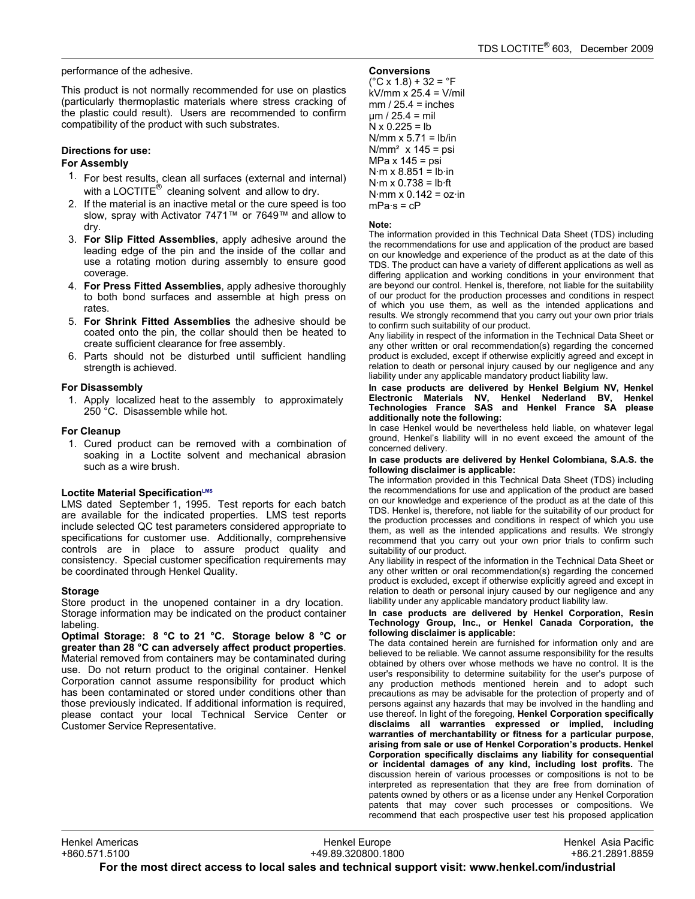performance of the adhesive.

This product is not normally recommended for use on plastics (particularly thermoplastic materials where stress cracking of the plastic could result). Users are recommended to confirm compatibility of the product with such substrates.

**Directions for use:**

**For Assembly**

1. For best results, clean all surfaces (external and internal) with a LOCTITE® cleaning solvent and allow to dry.
2. If the material is an inactive metal or the cure speed is too slow, spray with Activator 7471™ or 7649™ and allow to dry.
3. **For Slip Fitted Assemblies**, apply adhesive around the leading edge of the pin and the inside of the collar and use a rotating motion during assembly to ensure good coverage.
4. **For Press Fitted Assemblies**, apply adhesive thoroughly to both bond surfaces and assemble at high press on rates.
5. **For Shrink Fitted Assemblies** the adhesive should be coated onto the pin, the collar should then be heated to create sufficient clearance for free assembly.
6. Parts should not be disturbed until sufficient handling strength is achieved.

**For Disassembly**

1. Apply localized heat to the assembly to approximately 250 °C. Disassemble while hot.

**For Cleanup**

1. Cured product can be removed with a combination of soaking in a Loctite solvent and mechanical abrasion such as a wire brush.

**Loctite Material Specification**[LMS]

LMS dated September 1, 1995. Test reports for each batch are available for the indicated properties. LMS test reports include selected QC test parameters considered appropriate to specifications for customer use. Additionally, comprehensive controls are in place to assure product quality and consistency. Special customer specification requirements may be coordinated through Henkel Quality.

**Storage**

Store product in the unopened container in a dry location. Storage information may be indicated on the product container labeling.

**Optimal Storage: 8 °C to 21 °C. Storage below 8 °C or greater than 28 °C can adversely affect product properties**. Material removed from containers may be contaminated during use. Do not return product to the original container. Henkel Corporation cannot assume responsibility for product which has been contaminated or stored under conditions other than those previously indicated. If additional information is required, please contact your local Technical Service Center or Customer Service Representative.

**Conversions**

(°C x 1.8) + 32 = °F
kV/mm x 25.4 = V/mil
mm / 25.4 = inches
µm / 25.4 = mil
N x 0.225 = lb
N/mm x 5.71 = lb/in
N/mm² x 145 = psi
MPa x 145 = psi
N·m x 8.851 = lb·in
N·m x 0.738 = lb·ft
N·mm x 0.142 = oz·in
mPa·s = cP

**Note:**

The information provided in this Technical Data Sheet (TDS) including the recommendations for use and application of the product are based on our knowledge and experience of the product as at the date of this TDS. The product can have a variety of different applications as well as differing application and working conditions in your environment that are beyond our control. Henkel is, therefore, not liable for the suitability of our product for the production processes and conditions in respect of which you use them, as well as the intended applications and results. We strongly recommend that you carry out your own prior trials to confirm such suitability of our product.

Any liability in respect of the information in the Technical Data Sheet or any other written or oral recommendation(s) regarding the concerned product is excluded, except if otherwise explicitly agreed and except in relation to death or personal injury caused by our negligence and any liability under any applicable mandatory product liability law.

**In case products are delivered by Henkel Belgium NV, Henkel Electronic Materials NV, Henkel Nederland BV, Henkel Technologies France SAS and Henkel France SA please additionally note the following:**

In case Henkel would be nevertheless held liable, on whatever legal ground, Henkel's liability will in no event exceed the amount of the concerned delivery.

**In case products are delivered by Henkel Colombiana, S.A.S. the following disclaimer is applicable:**

The information provided in this Technical Data Sheet (TDS) including the recommendations for use and application of the product are based on our knowledge and experience of the product as at the date of this TDS. Henkel is, therefore, not liable for the suitability of our product for the production processes and conditions in respect of which you use them, as well as the intended applications and results. We strongly recommend that you carry out your own prior trials to confirm such suitability of our product.

Any liability in respect of the information in the Technical Data Sheet or any other written or oral recommendation(s) regarding the concerned product is excluded, except if otherwise explicitly agreed and except in relation to death or personal injury caused by our negligence and any liability under any applicable mandatory product liability law.

**In case products are delivered by Henkel Corporation, Resin Technology Group, Inc., or Henkel Canada Corporation, the following disclaimer is applicable:**

The data contained herein are furnished for information only and are believed to be reliable. We cannot assume responsibility for the results obtained by others over whose methods we have no control. It is the user's responsibility to determine suitability for the user's purpose of any production methods mentioned herein and to adopt such precautions as may be advisable for the protection of property and of persons against any hazards that may be involved in the handling and use thereof. In light of the foregoing, **Henkel Corporation specifically disclaims all warranties expressed or implied, including warranties of merchantability or fitness for a particular purpose, arising from sale or use of Henkel Corporation's products. Henkel Corporation specifically disclaims any liability for consequential or incidental damages of any kind, including lost profits.** The discussion herein of various processes or compositions is not to be interpreted as representation that they are free from domination of patents owned by others or as a license under any Henkel Corporation patents that may cover such processes or compositions. We recommend that each prospective user test his proposed application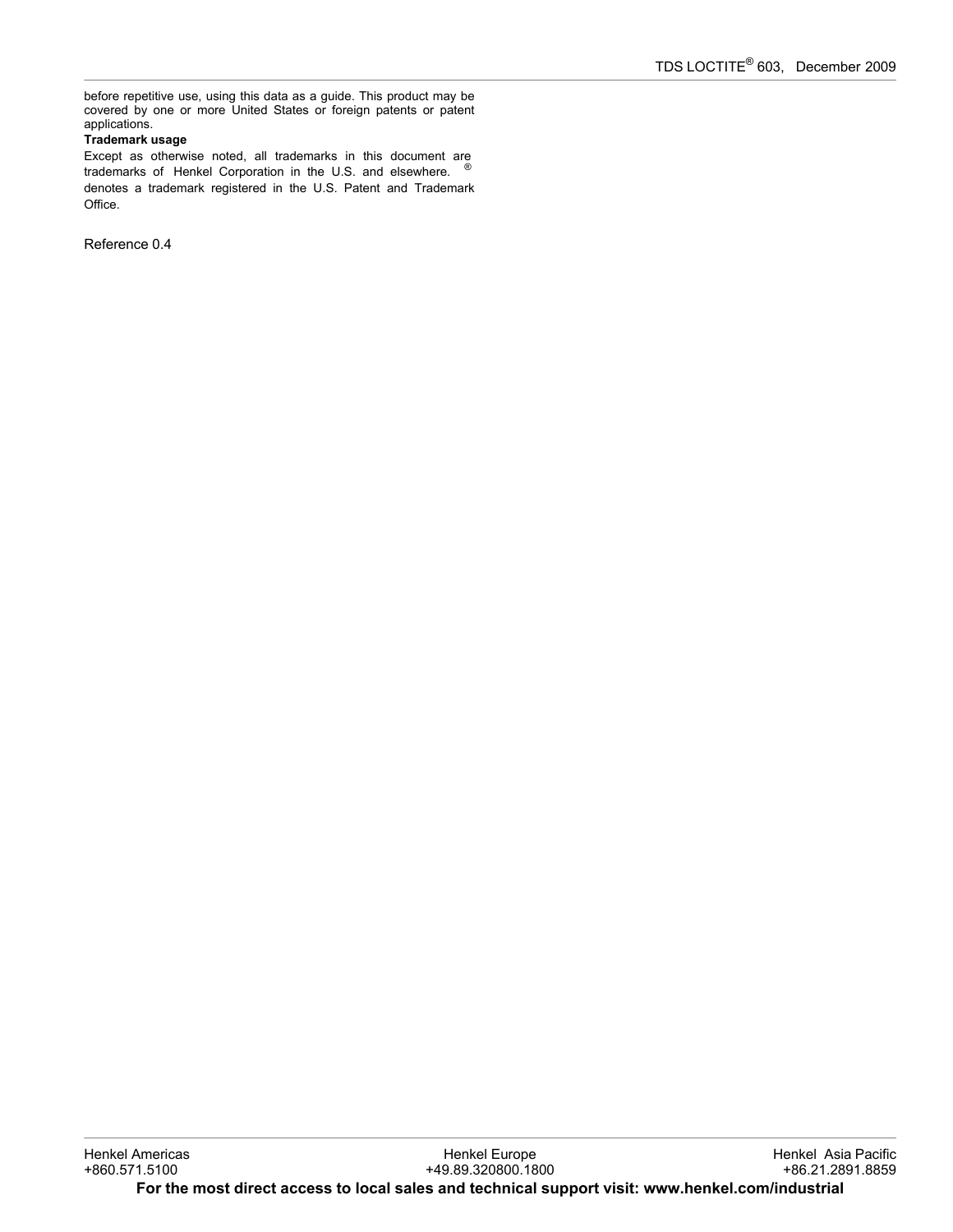before repetitive use, using this data as a guide. This product may be covered by one or more United States or foreign patents or patent applications.

**Trademark usage**

Except as otherwise noted, all trademarks in this document are trademarks of Henkel Corporation in the U.S. and elsewhere. ® denotes a trademark registered in the U.S. Patent and Trademark Office.

Reference 0.4

Henkel Americas
+860.571.5100

Henkel Europe
+49.89.320800.1800

Henkel Asia Pacific
+86.21.2891.8859

**For the most direct access to local sales and technical support visit: www.henkel.com/industrial**